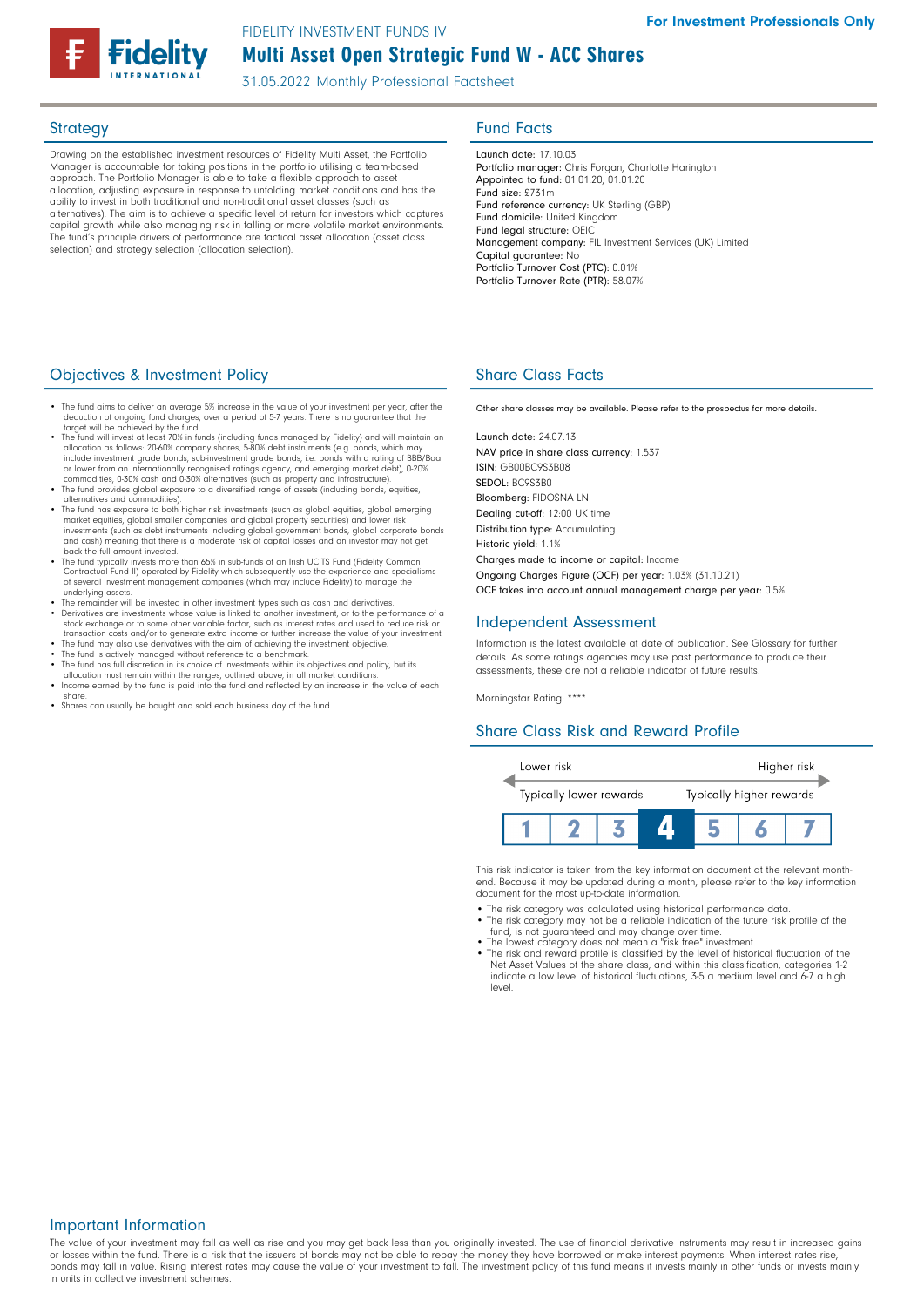FIDELITY INVESTMENT FUNDS IV

# Multi Asset Open Strategic Fund W - ACC Shares

31.05.2022 Monthly Professional Factsheet

For Investment Professionals Only

## Strategy

Drawing on the established investment resources of Fidelity Multi Asset, the Portfolio Manager is accountable for taking positions in the portfolio utilising a team-based approach. The Portfolio Manager is able to take a flexible approach to asset allocation, adjusting exposure in response to unfolding market conditions and has the ability to invest in both traditional and non-traditional asset classes (such as alternatives). The aim is to achieve a specific level of return for investors which captures capital growth while also managing risk in falling or more volatile market environments. The fund's principle drivers of performance are tactical asset allocation (asset class selection) and strategy selection (allocation selection).

## Fund Facts

**Launch date:** 17.10.03
**Portfolio manager:** Chris Forgan, Charlotte Harington
**Appointed to fund:** 01.01.20, 01.01.20
**Fund size:** £731m
**Fund reference currency:** UK Sterling (GBP)
**Fund domicile:** United Kingdom
**Fund legal structure:** OEIC
**Management company:** FIL Investment Services (UK) Limited
**Capital guarantee:** No
**Portfolio Turnover Cost (PTC):** 0.01%
**Portfolio Turnover Rate (PTR):** 58.07%

## Objectives & Investment Policy

- The fund aims to deliver an average 5% increase in the value of your investment per year, after the deduction of ongoing fund charges, over a period of 5-7 years. There is no guarantee that the target will be achieved by the fund.
- The fund will invest at least 70% in funds (including funds managed by Fidelity) and will maintain an allocation as follows: 20-60% company shares, 5-80% debt instruments (e.g. bonds, which may include investment grade bonds, sub-investment grade bonds, i.e. bonds with a rating of BBB/Baa or lower from an internationally recognised ratings agency, and emerging market debt), 0-20% commodities, 0-30% cash and 0-30% alternatives (such as property and infrastructure).
- The fund provides global exposure to a diversified range of assets (including bonds, equities, alternatives and commodities).
- The fund has exposure to both higher risk investments (such as global equities, global emerging market equities, global smaller companies and global property securities) and lower risk investments (such as debt instruments including global government bonds, global corporate bonds and cash) meaning that there is a moderate risk of capital losses and an investor may not get back the full amount invested.
- The fund typically invests more than 65% in sub-funds of an Irish UCITS Fund (Fidelity Common Contractual Fund II) operated by Fidelity which subsequently use the experience and specialisms of several investment management companies (which may include Fidelity) to manage the underlying assets.
- The remainder will be invested in other investment types such as cash and derivatives.
- Derivatives are investments whose value is linked to another investment, or to the performance of a stock exchange or to some other variable factor, such as interest rates and used to reduce risk or transaction costs and/or to generate extra income or further increase the value of your investment.
- The fund may also use derivatives with the aim of achieving the investment objective.
- The fund is actively managed without reference to a benchmark.
- The fund has full discretion in its choice of investments within its objectives and policy, but its allocation must remain within the ranges, outlined above, in all market conditions.
- Income earned by the fund is paid into the fund and reflected by an increase in the value of each share.
- Shares can usually be bought and sold each business day of the fund.

## Share Class Facts

Other share classes may be available. Please refer to the prospectus for more details.

**Launch date:** 24.07.13
**NAV price in share class currency:** 1.537
**ISIN:** GB00BC9S3B08
**SEDOL:** BC9S3B0
**Bloomberg:** FIDOSNA LN
**Dealing cut-off:** 12:00 UK time
**Distribution type:** Accumulating
**Historic yield:** 1.1%
**Charges made to income or capital:** Income
**Ongoing Charges Figure (OCF) per year:** 1.03% (31.10.21)
**OCF takes into account annual management charge per year:** 0.5%

## Independent Assessment

Information is the latest available at date of publication. See Glossary for further details. As some ratings agencies may use past performance to produce their assessments, these are not a reliable indicator of future results.

Morningstar Rating: ****

## Share Class Risk and Reward Profile

| Lower risk | | | | | | Higher risk |
|---|---|---|---|---|---|---|
| Typically lower rewards | | | | | | Typically higher rewards |
| 1 | 2 | 3 | **4** | 5 | 6 | 7 |

This risk indicator is taken from the key information document at the relevant month-end. Because it may be updated during a month, please refer to the key information document for the most up-to-date information.

- The risk category was calculated using historical performance data.
- The risk category may not be a reliable indication of the future risk profile of the fund, is not guaranteed and may change over time.
- The lowest category does not mean a "risk free" investment.
- The risk and reward profile is classified by the level of historical fluctuation of the Net Asset Values of the share class, and within this classification, categories 1-2 indicate a low level of historical fluctuations, 3-5 a medium level and 6-7 a high level.

## Important Information

The value of your investment may fall as well as rise and you may get back less than you originally invested. The use of financial derivative instruments may result in increased gains or losses within the fund. There is a risk that the issuers of bonds may not be able to repay the money they have borrowed or make interest payments. When interest rates rise, bonds may fall in value. Rising interest rates may cause the value of your investment to fall. The investment policy of this fund means it invests mainly in other funds or invests mainly in units in collective investment schemes.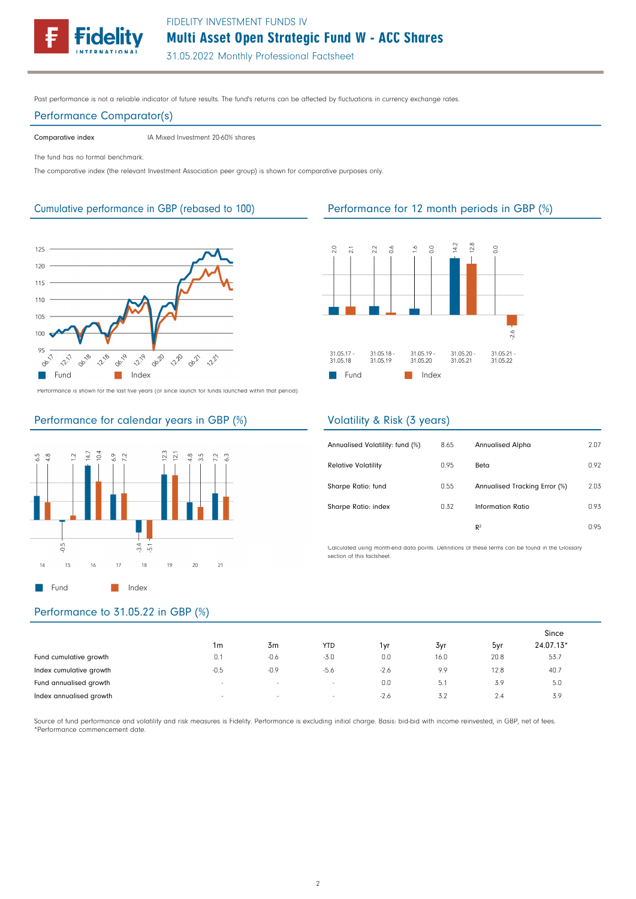Past performance is not a reliable indicator of future results. The fund's returns can be affected by fluctuations in currency exchange rates.

## Performance Comparator(s)

| Comparative index | IA Mixed Investment 20-60% shares |
|---|---|

The fund has no formal benchmark.

The comparative index (the relevant Investment Association peer group) is shown for comparative purposes only.

## Cumulative performance in GBP (rebased to 100)

Performance is shown for the last five years (or since launch for funds launched within that period).

## Performance for 12 month periods in GBP (%)

| | 31.05.17 - 31.05.18 | 31.05.18 - 31.05.19 | 31.05.19 - 31.05.20 | 31.05.20 - 31.05.21 | 31.05.21 - 31.05.22 |
|---|---|---|---|---|---|
| Fund | 2.0 | 2.2 | 1.6 | 14.2 | 0.0 |
| Index | 2.1 | 0.6 | 0.0 | 12.8 | -2.6 |

## Performance for calendar years in GBP (%)

| | 14 | 15 | 16 | 17 | 18 | 19 | 20 | 21 |
|---|---|---|---|---|---|---|---|---|
| Fund | 6.5 | -0.5 | 14.7 | 6.9 | -3.4 | 12.3 | 4.8 | 7.2 |
| Index | 4.8 | 1.2 | 10.4 | 7.2 | -5.1 | 12.1 | 3.5 | 6.3 |

## Volatility & Risk (3 years)

| | | | |
|---|---|---|---|
| Annualised Volatility: fund (%) | 8.65 | Annualised Alpha | 2.07 |
| Relative Volatility | 0.95 | Beta | 0.92 |
| Sharpe Ratio: fund | 0.55 | Annualised Tracking Error (%) | 2.03 |
| Sharpe Ratio: index | 0.32 | Information Ratio | 0.93 |
| | | $R^2$ | 0.95 |

Calculated using month-end data points. Definitions of these terms can be found in the Glossary section of this factsheet.

## Performance to 31.05.22 in GBP (%)

| | 1m | 3m | YTD | 1yr | 3yr | 5yr | Since 24.07.13* |
|---|---|---|---|---|---|---|---|
| Fund cumulative growth | 0.1 | -0.6 | -3.0 | 0.0 | 16.0 | 20.8 | 53.7 |
| Index cumulative growth | -0.5 | -0.9 | -5.6 | -2.6 | 9.9 | 12.8 | 40.7 |
| Fund annualised growth | - | - | - | 0.0 | 5.1 | 3.9 | 5.0 |
| Index annualised growth | - | - | - | -2.6 | 3.2 | 2.4 | 3.9 |

Source of fund performance and volatility and risk measures is Fidelity. Performance is excluding initial charge. Basis: bid-bid with income reinvested, in GBP, net of fees.
*Performance commencement date.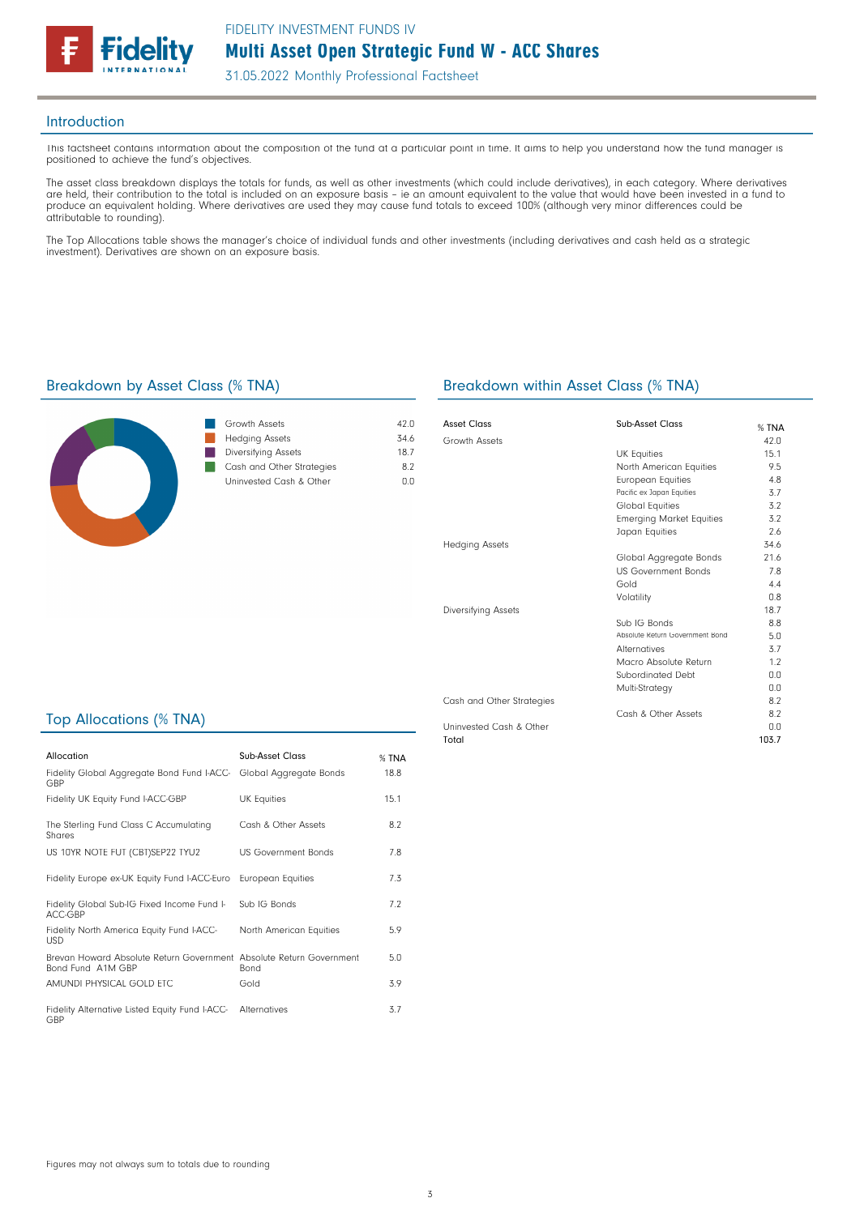FIDELITY INVESTMENT FUNDS IV

# Multi Asset Open Strategic Fund W - ACC Shares

31.05.2022 Monthly Professional Factsheet

## Introduction

This factsheet contains information about the composition of the fund at a particular point in time. It aims to help you understand how the fund manager is positioned to achieve the fund's objectives.

The asset class breakdown displays the totals for funds, as well as other investments (which could include derivatives), in each category. Where derivatives are held, their contribution to the total is included on an exposure basis – ie an amount equivalent to the value that would have been invested in a fund to produce an equivalent holding. Where derivatives are used they may cause fund totals to exceed 100% (although very minor differences could be attributable to rounding).

The Top Allocations table shows the manager's choice of individual funds and other investments (including derivatives and cash held as a strategic investment). Derivatives are shown on an exposure basis.

## Breakdown by Asset Class (% TNA)

| Asset Class | % TNA |
|---|---|
| Growth Assets | 42.0 |
| Hedging Assets | 34.6 |
| Diversifying Assets | 18.7 |
| Cash and Other Strategies | 8.2 |
| Uninvested Cash & Other | 0.0 |

## Breakdown within Asset Class (% TNA)

| Asset Class | Sub-Asset Class | % TNA |
|---|---|---|
| Growth Assets | | 42.0 |
| | UK Equities | 15.1 |
| | North American Equities | 9.5 |
| | European Equities | 4.8 |
| | Pacific ex Japan Equities | 3.7 |
| | Global Equities | 3.2 |
| | Emerging Market Equities | 3.2 |
| | Japan Equities | 2.6 |
| Hedging Assets | | 34.6 |
| | Global Aggregate Bonds | 21.6 |
| | US Government Bonds | 7.8 |
| | Gold | 4.4 |
| | Volatility | 0.8 |
| Diversifying Assets | | 18.7 |
| | Sub IG Bonds | 8.8 |
| | Absolute Return Government Bond | 5.0 |
| | Alternatives | 3.7 |
| | Macro Absolute Return | 1.2 |
| | Subordinated Debt | 0.0 |
| | Multi-Strategy | 0.0 |
| Cash and Other Strategies | | 8.2 |
| | Cash & Other Assets | 8.2 |
| Uninvested Cash & Other | | 0.0 |
| Total | | 103.7 |

## Top Allocations (% TNA)

| Allocation | Sub-Asset Class | % TNA |
|---|---|---|
| Fidelity Global Aggregate Bond Fund I-ACC-GBP | Global Aggregate Bonds | 18.8 |
| Fidelity UK Equity Fund I-ACC-GBP | UK Equities | 15.1 |
| The Sterling Fund Class C Accumulating Shares | Cash & Other Assets | 8.2 |
| US 10YR NOTE FUT (CBT)SEP22 TYU2 | US Government Bonds | 7.8 |
| Fidelity Europe ex-UK Equity Fund I-ACC-Euro | European Equities | 7.3 |
| Fidelity Global Sub-IG Fixed Income Fund I-ACC-GBP | Sub IG Bonds | 7.2 |
| Fidelity North America Equity Fund I-ACC-USD | North American Equities | 5.9 |
| Brevan Howard Absolute Return Government Bond Fund A1M GBP | Absolute Return Government Bond | 5.0 |
| AMUNDI PHYSICAL GOLD ETC | Gold | 3.9 |
| Fidelity Alternative Listed Equity Fund I-ACC-GBP | Alternatives | 3.7 |

Figures may not always sum to totals due to rounding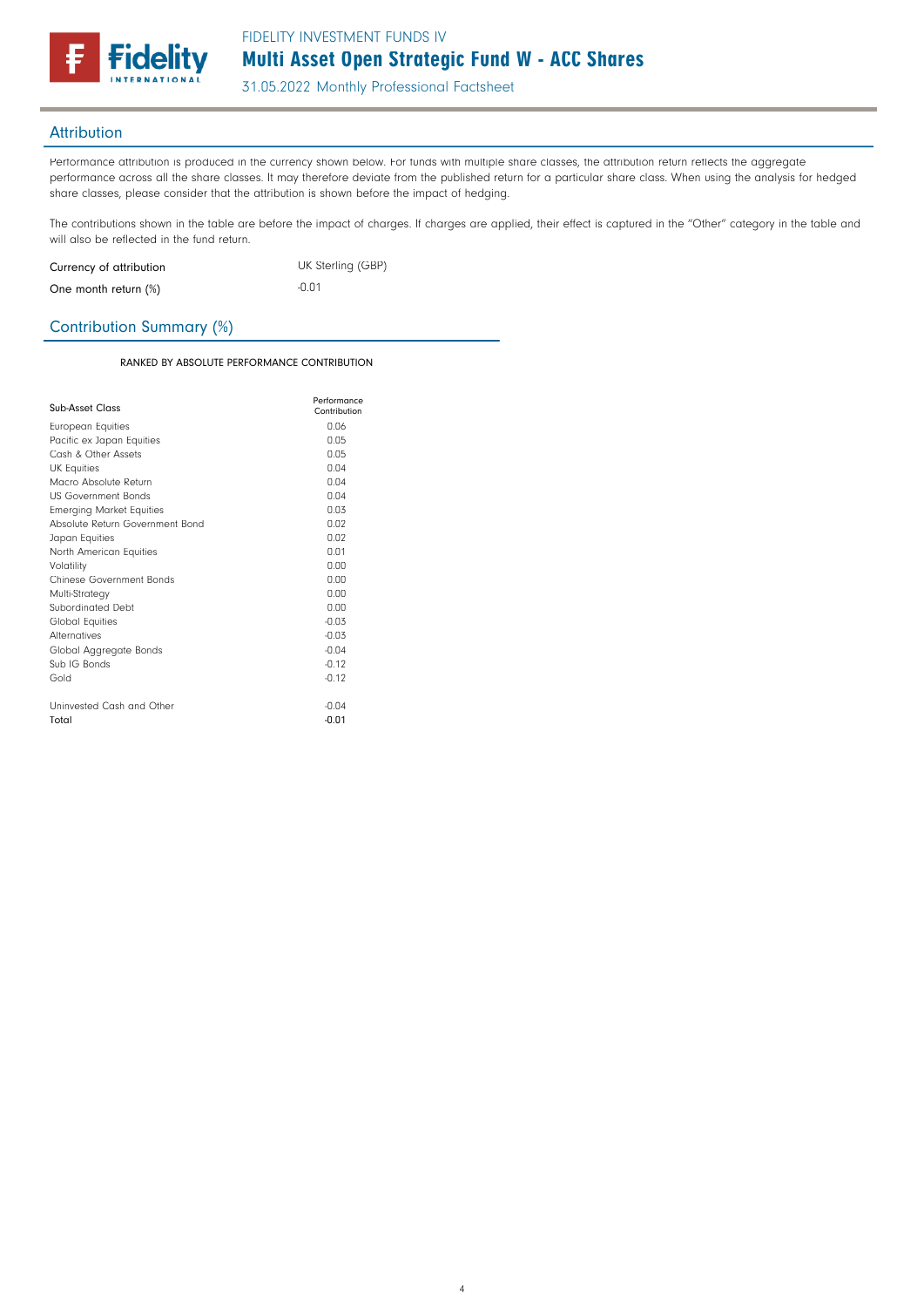## Attribution

Performance attribution is produced in the currency shown below. For funds with multiple share classes, the attribution return reflects the aggregate performance across all the share classes. It may therefore deviate from the published return for a particular share class. When using the analysis for hedged share classes, please consider that the attribution is shown before the impact of hedging.

The contributions shown in the table are before the impact of charges. If charges are applied, their effect is captured in the "Other" category in the table and will also be reflected in the fund return.

| | |
|---|---|
| Currency of attribution | UK Sterling (GBP) |
| One month return (%) | -0.01 |

## Contribution Summary (%)

RANKED BY ABSOLUTE PERFORMANCE CONTRIBUTION

| Sub-Asset Class | Performance Contribution |
|---|---|
| European Equities | 0.06 |
| Pacific ex Japan Equities | 0.05 |
| Cash & Other Assets | 0.05 |
| UK Equities | 0.04 |
| Macro Absolute Return | 0.04 |
| US Government Bonds | 0.04 |
| Emerging Market Equities | 0.03 |
| Absolute Return Government Bond | 0.02 |
| Japan Equities | 0.02 |
| North American Equities | 0.01 |
| Volatility | 0.00 |
| Chinese Government Bonds | 0.00 |
| Multi-Strategy | 0.00 |
| Subordinated Debt | 0.00 |
| Global Equities | -0.03 |
| Alternatives | -0.03 |
| Global Aggregate Bonds | -0.04 |
| Sub IG Bonds | -0.12 |
| Gold | -0.12 |
| | |
| Uninvested Cash and Other | -0.04 |
| **Total** | **-0.01** |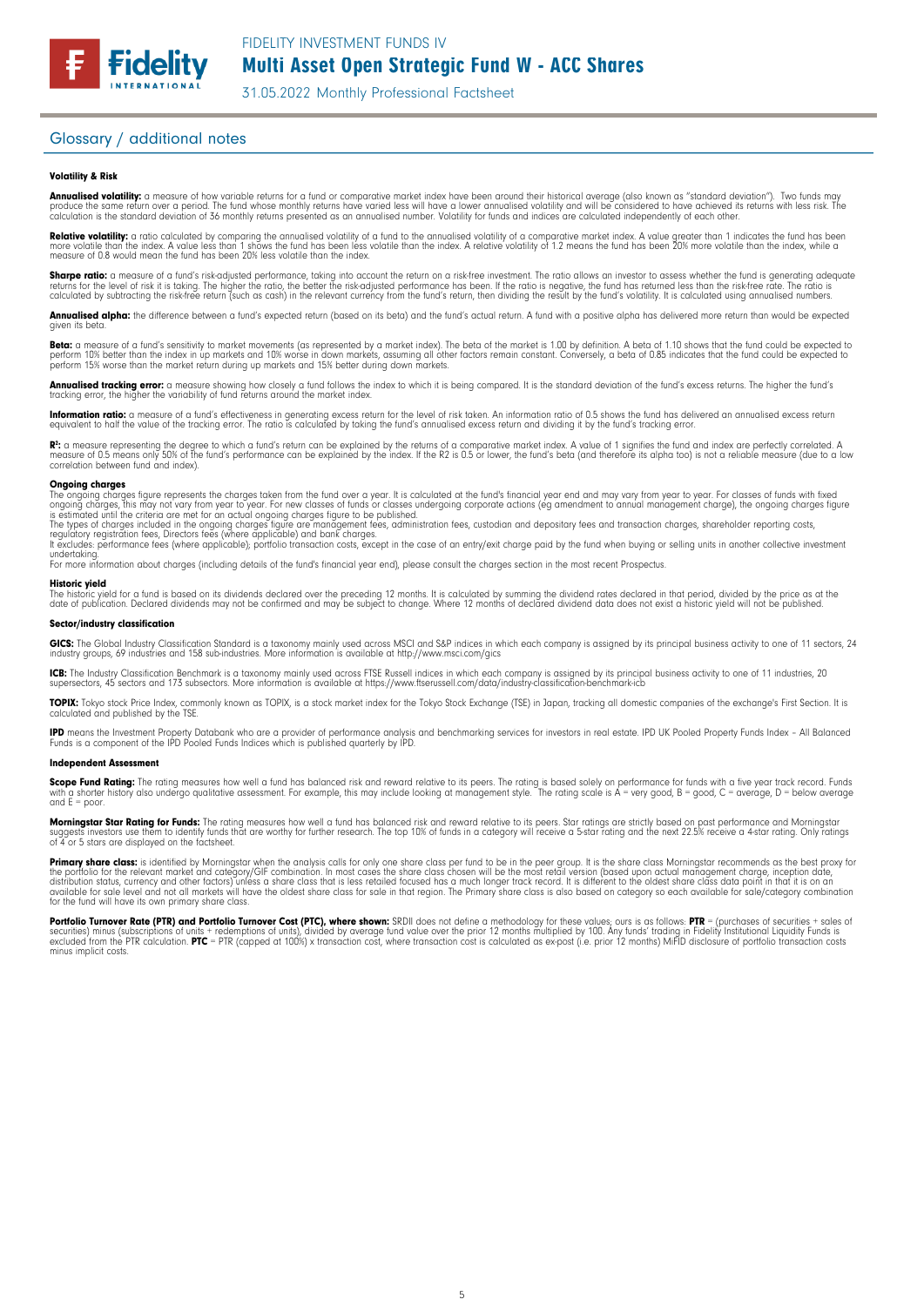## Glossary / additional notes

### Volatility & Risk

**Annualised volatility:** a measure of how variable returns for a fund or comparative market index have been around their historical average (also known as "standard deviation"). Two funds may produce the same return over a period. The fund whose monthly returns have varied less will have a lower annualised volatility and will be considered to have achieved its returns with less risk. The calculation is the standard deviation of 36 monthly returns presented as an annualised number. Volatility for funds and indices are calculated independently of each other.

**Relative volatility:** a ratio calculated by comparing the annualised volatility of a fund to the annualised volatility of a comparative market index. A value greater than 1 indicates the fund has been more volatile than the index. A value less than 1 shows the fund has been less volatile than the index. A relative volatility of 1.2 means the fund has been 20% more volatile than the index, while a measure of 0.8 would mean the fund has been 20% less volatile than the index.

**Sharpe ratio:** a measure of a fund's risk-adjusted performance, taking into account the return on a risk-free investment. The ratio allows an investor to assess whether the fund is generating adequate returns for the level of risk it is taking. The higher the ratio, the better the risk-adjusted performance has been. If the ratio is negative, the fund has returned less than the risk-free rate. The ratio is calculated by subtracting the risk-free return (such as cash) in the relevant currency from the fund's return, then dividing the result by the fund's volatility. It is calculated using annualised numbers.

**Annualised alpha:** the difference between a fund's expected return (based on its beta) and the fund's actual return. A fund with a positive alpha has delivered more return than would be expected given its beta.

**Beta:** a measure of a fund's sensitivity to market movements (as represented by a market index). The beta of the market is 1.00 by definition. A beta of 1.10 shows that the fund could be expected to perform 10% better than the index in up markets and 10% worse in down markets, assuming all other factors remain constant. Conversely, a beta of 0.85 indicates that the fund could be expected to perform 15% worse than the market return during up markets and 15% better during down markets.

**Annualised tracking error:** a measure showing how closely a fund follows the index to which it is being compared. It is the standard deviation of the fund's excess returns. The higher the fund's tracking error, the higher the variability of fund returns around the market index.

**Information ratio:** a measure of a fund's effectiveness in generating excess return for the level of risk taken. An information ratio of 0.5 shows the fund has delivered an annualised excess return equivalent to half the value of the tracking error. The ratio is calculated by taking the fund's annualised excess return and dividing it by the fund's tracking error.

**$R^2$:** a measure representing the degree to which a fund's return can be explained by the returns of a comparative market index. A value of 1 signifies the fund and index are perfectly correlated. A measure of 0.5 means only 50% of the fund's performance can be explained by the index. If the R2 is 0.5 or lower, the fund's beta (and therefore its alpha too) is not a reliable measure (due to a low correlation between fund and index).

**Ongoing charges**
The ongoing charges figure represents the charges taken from the fund over a year. It is calculated at the fund's financial year end and may vary from year to year. For classes of funds with fixed ongoing charges, this may not vary from year to year. For new classes of funds or classes undergoing corporate actions (eg amendment to annual management charge), the ongoing charges figure is estimated until the criteria are met for an actual ongoing charges figure to be published.
The types of charges included in the ongoing charges figure are management fees, administration fees, custodian and depositary fees and transaction charges, shareholder reporting costs, regulatory registration fees, Directors fees (where applicable) and bank charges.
It excludes: performance fees (where applicable); portfolio transaction costs, except in the case of an entry/exit charge paid by the fund when buying or selling units in another collective investment undertaking.
For more information about charges (including details of the fund's financial year end), please consult the charges section in the most recent Prospectus.

**Historic yield**
The historic yield for a fund is based on its dividends declared over the preceding 12 months. It is calculated by summing the dividend rates declared in that period, divided by the price as at the date of publication. Declared dividends may not be confirmed and may be subject to change. Where 12 months of declared dividend data does not exist a historic yield will not be published.

### Sector/industry classification

**GICS:** The Global Industry Classification Standard is a taxonomy mainly used across MSCI and S&P indices in which each company is assigned by its principal business activity to one of 11 sectors, 24 industry groups, 69 industries and 158 sub-industries. More information is available at http://www.msci.com/gics

**ICB:** The Industry Classification Benchmark is a taxonomy mainly used across FTSE Russell indices in which each company is assigned by its principal business activity to one of 11 industries, 20 supersectors, 45 sectors and 173 subsectors. More information is available at https://www.ftserussell.com/data/industry-classification-benchmark-icb

**TOPIX:** Tokyo stock Price Index, commonly known as TOPIX, is a stock market index for the Tokyo Stock Exchange (TSE) in Japan, tracking all domestic companies of the exchange's First Section. It is calculated and published by the TSE.

**IPD** means the Investment Property Databank who are a provider of performance analysis and benchmarking services for investors in real estate. IPD UK Pooled Property Funds Index - All Balanced Funds is a component of the IPD Pooled Funds Indices which is published quarterly by IPD.

### Independent Assessment

**Scope Fund Rating:** The rating measures how well a fund has balanced risk and reward relative to its peers. The rating is based solely on performance for funds with a five year track record. Funds with a shorter history also undergo qualitative assessment. For example, this may include looking at management style. The rating scale is A = very good, B = good, C = average, D = below average and E = poor.

**Morningstar Star Rating for Funds:** The rating measures how well a fund has balanced risk and reward relative to its peers. Star ratings are strictly based on past performance and Morningstar suggests investors use them to identify funds that are worthy for further research. The top 10% of funds in a category will receive a 5-star rating and the next 22.5% receive a 4-star rating. Only ratings of 4 or 5 stars are displayed on the factsheet.

**Primary share class:** is identified by Morningstar when the analysis calls for only one share class per fund to be in the peer group. It is the share class Morningstar recommends as the best proxy for the portfolio for the relevant market and category/GIF combination. In most cases the share class chosen will be the most retail version (based upon actual management charge, inception date, distribution status, currency and other factors) unless a share class that is less retailed focused has a much longer track record. It is different to the oldest share class data point in that it is on an available for sale level and not all markets will have the oldest share class for sale in that region. The Primary share class is also based on category so each available for sale/category combination for the fund will have its own primary share class.

**Portfolio Turnover Rate (PTR) and Portfolio Turnover Cost (PTC), where shown:** SRDII does not define a methodology for these values; ours is as follows: **PTR** = (purchases of securities + sales of securities) minus (subscriptions of units + redemptions of units), divided by average fund value over the prior 12 months multiplied by 100. Any funds' trading in Fidelity Institutional Liquidity Funds is excluded from the PTR calculation. **PTC** = PTR (capped at 100%) x transaction cost, where transaction cost is calculated as ex-post (i.e. prior 12 months) MiFID disclosure of portfolio transaction costs minus implicit costs.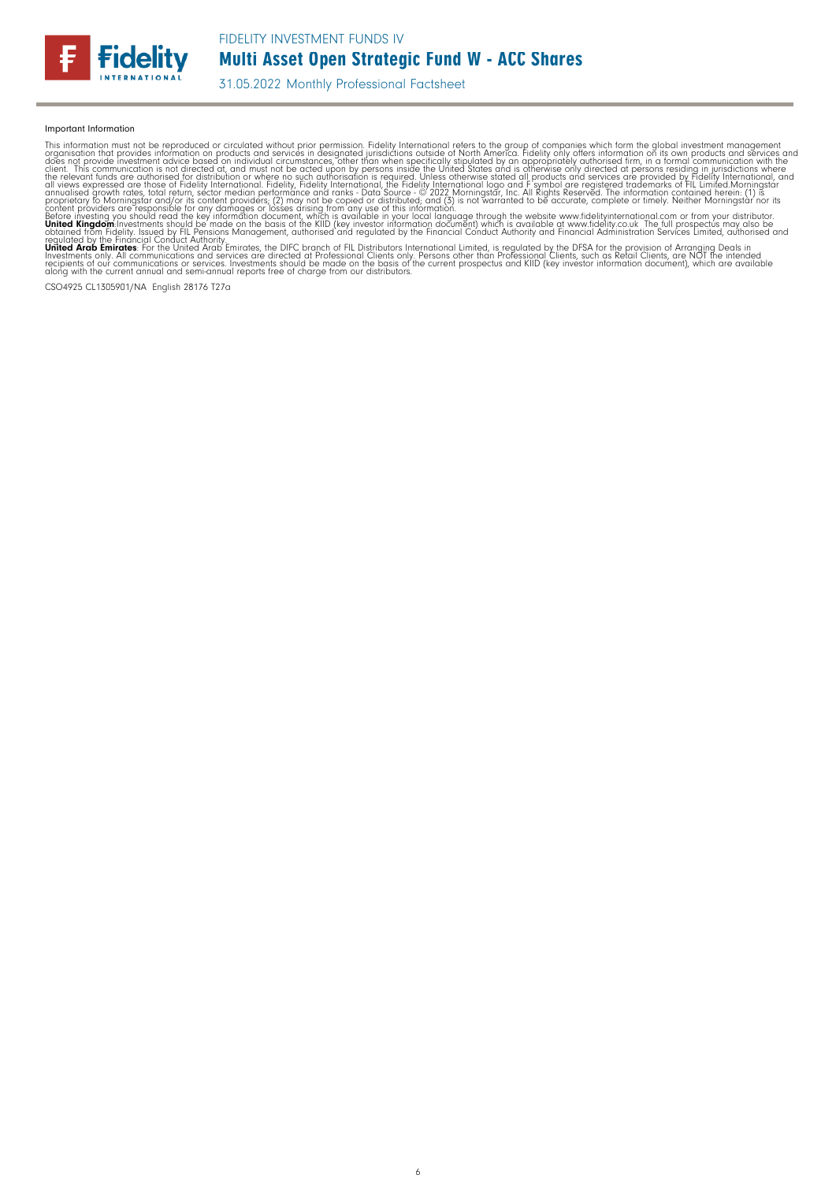Important Information

This information must not be reproduced or circulated without prior permission. Fidelity International refers to the group of companies which form the global investment management organisation that provides information on products and services in designated jurisdictions outside of North America. Fidelity only offers information on its own products and services and does not provide investment advice based on individual circumstances, other than when specifically stipulated by an appropriately authorised firm, in a formal communication with the client. This communication is not directed at, and must not be acted upon by persons inside the United States and is otherwise only directed at persons residing in jurisdictions where the relevant funds are authorised for distribution or where no such authorisation is required. Unless otherwise stated all products and services are provided by Fidelity International, and all views expressed are those of Fidelity International. Fidelity, Fidelity International, the Fidelity International logo and F symbol are registered trademarks of FIL Limited.Morningstar annualised growth rates, total return, sector median performance and ranks - Data Source - © 2022 Morningstar, Inc. All Rights Reserved. The information contained herein: (1) is proprietary to Morningstar and/or its content providers; (2) may not be copied or distributed; and (3) is not warranted to be accurate, complete or timely. Neither Morningstar nor its content providers are responsible for any damages or losses arising from any use of this information.
Before investing you should read the key information document, which is available in your local language through the website www.fidelityinternational.com or from your distributor.
**United Kingdom**:Investments should be made on the basis of the KIID (key investor information document) which is available at www.fidelity.co.uk The full prospectus may also be obtained from Fidelity. Issued by FIL Pensions Management, authorised and regulated by the Financial Conduct Authority and Financial Administration Services Limited, authorised and regulated by the Financial Conduct Authority.
**United Arab Emirates**: For the United Arab Emirates, the DIFC branch of FIL Distributors International Limited, is regulated by the DFSA for the provision of Arranging Deals in Investments only. All communications and services are directed at Professional Clients only. Persons other than Professional Clients, such as Retail Clients, are NOT the intended recipients of our communications or services. Investments should be made on the basis of the current prospectus and KIID (key investor information document), which are available along with the current annual and semi-annual reports free of charge from our distributors.

CSO4925 CL1305901/NA English 28176 T27a